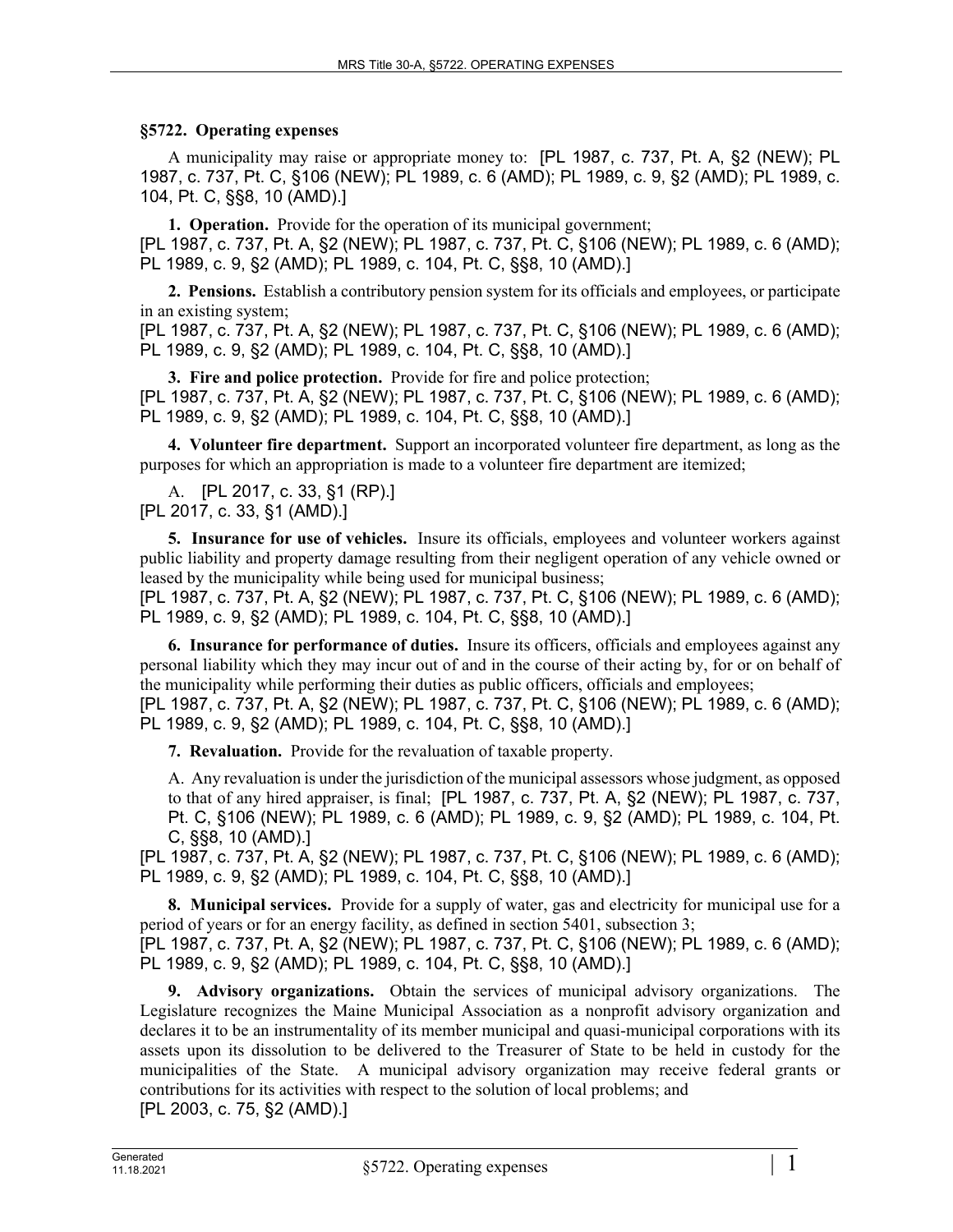## §5722. Operating expenses

A municipality may raise or appropriate money to: [PL 1987, c. 737, Pt. A, §2 (NEW); PL 1987, c. 737, Pt. C, §106 (NEW); PL 1989, c. 6 (AMD); PL 1989, c. 9, §2 (AMD); PL 1989, c. 104, Pt. C, §§8, 10 (AMD).]

**1. Operation.** Provide for the operation of its municipal government;
[PL 1987, c. 737, Pt. A, §2 (NEW); PL 1987, c. 737, Pt. C, §106 (NEW); PL 1989, c. 6 (AMD); PL 1989, c. 9, §2 (AMD); PL 1989, c. 104, Pt. C, §§8, 10 (AMD).]

**2. Pensions.** Establish a contributory pension system for its officials and employees, or participate in an existing system;
[PL 1987, c. 737, Pt. A, §2 (NEW); PL 1987, c. 737, Pt. C, §106 (NEW); PL 1989, c. 6 (AMD); PL 1989, c. 9, §2 (AMD); PL 1989, c. 104, Pt. C, §§8, 10 (AMD).]

**3. Fire and police protection.** Provide for fire and police protection;
[PL 1987, c. 737, Pt. A, §2 (NEW); PL 1987, c. 737, Pt. C, §106 (NEW); PL 1989, c. 6 (AMD); PL 1989, c. 9, §2 (AMD); PL 1989, c. 104, Pt. C, §§8, 10 (AMD).]

**4. Volunteer fire department.** Support an incorporated volunteer fire department, as long as the purposes for which an appropriation is made to a volunteer fire department are itemized;

A. [PL 2017, c. 33, §1 (RP).]
[PL 2017, c. 33, §1 (AMD).]

**5. Insurance for use of vehicles.** Insure its officials, employees and volunteer workers against public liability and property damage resulting from their negligent operation of any vehicle owned or leased by the municipality while being used for municipal business;
[PL 1987, c. 737, Pt. A, §2 (NEW); PL 1987, c. 737, Pt. C, §106 (NEW); PL 1989, c. 6 (AMD); PL 1989, c. 9, §2 (AMD); PL 1989, c. 104, Pt. C, §§8, 10 (AMD).]

**6. Insurance for performance of duties.** Insure its officers, officials and employees against any personal liability which they may incur out of and in the course of their acting by, for or on behalf of the municipality while performing their duties as public officers, officials and employees;
[PL 1987, c. 737, Pt. A, §2 (NEW); PL 1987, c. 737, Pt. C, §106 (NEW); PL 1989, c. 6 (AMD); PL 1989, c. 9, §2 (AMD); PL 1989, c. 104, Pt. C, §§8, 10 (AMD).]

**7. Revaluation.** Provide for the revaluation of taxable property.

A. Any revaluation is under the jurisdiction of the municipal assessors whose judgment, as opposed to that of any hired appraiser, is final; [PL 1987, c. 737, Pt. A, §2 (NEW); PL 1987, c. 737, Pt. C, §106 (NEW); PL 1989, c. 6 (AMD); PL 1989, c. 9, §2 (AMD); PL 1989, c. 104, Pt. C, §§8, 10 (AMD).]

[PL 1987, c. 737, Pt. A, §2 (NEW); PL 1987, c. 737, Pt. C, §106 (NEW); PL 1989, c. 6 (AMD); PL 1989, c. 9, §2 (AMD); PL 1989, c. 104, Pt. C, §§8, 10 (AMD).]

**8. Municipal services.** Provide for a supply of water, gas and electricity for municipal use for a period of years or for an energy facility, as defined in section 5401, subsection 3;
[PL 1987, c. 737, Pt. A, §2 (NEW); PL 1987, c. 737, Pt. C, §106 (NEW); PL 1989, c. 6 (AMD); PL 1989, c. 9, §2 (AMD); PL 1989, c. 104, Pt. C, §§8, 10 (AMD).]

**9. Advisory organizations.** Obtain the services of municipal advisory organizations. The Legislature recognizes the Maine Municipal Association as a nonprofit advisory organization and declares it to be an instrumentality of its member municipal and quasi-municipal corporations with its assets upon its dissolution to be delivered to the Treasurer of State to be held in custody for the municipalities of the State. A municipal advisory organization may receive federal grants or contributions for its activities with respect to the solution of local problems; and
[PL 2003, c. 75, §2 (AMD).]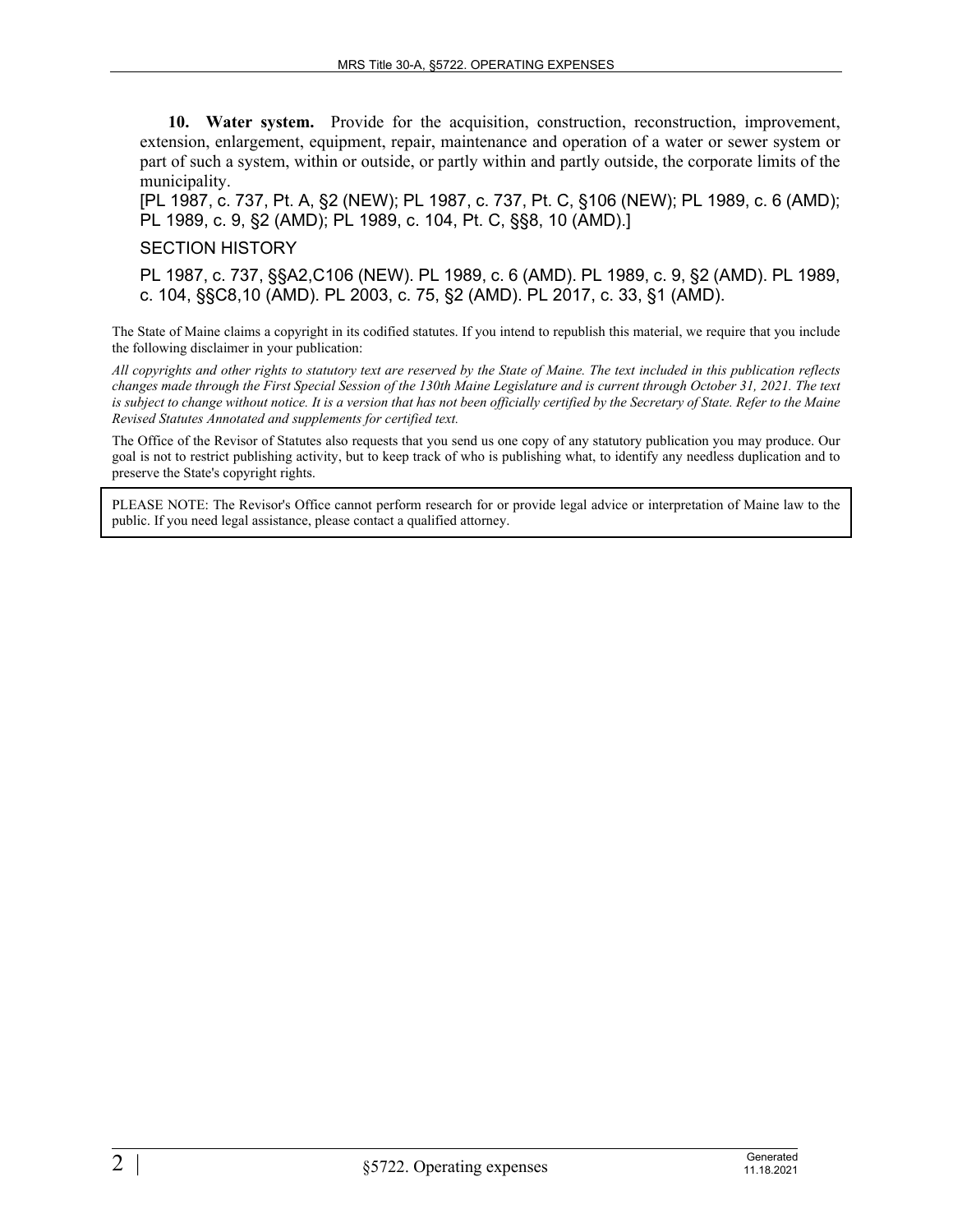**10. Water system.** Provide for the acquisition, construction, reconstruction, improvement, extension, enlargement, equipment, repair, maintenance and operation of a water or sewer system or part of such a system, within or outside, or partly within and partly outside, the corporate limits of the municipality.

[PL 1987, c. 737, Pt. A, §2 (NEW); PL 1987, c. 737, Pt. C, §106 (NEW); PL 1989, c. 6 (AMD); PL 1989, c. 9, §2 (AMD); PL 1989, c. 104, Pt. C, §§8, 10 (AMD).]

SECTION HISTORY

PL 1987, c. 737, §§A2,C106 (NEW). PL 1989, c. 6 (AMD). PL 1989, c. 9, §2 (AMD). PL 1989, c. 104, §§C8,10 (AMD). PL 2003, c. 75, §2 (AMD). PL 2017, c. 33, §1 (AMD).

The State of Maine claims a copyright in its codified statutes. If you intend to republish this material, we require that you include the following disclaimer in your publication:

*All copyrights and other rights to statutory text are reserved by the State of Maine. The text included in this publication reflects changes made through the First Special Session of the 130th Maine Legislature and is current through October 31, 2021. The text is subject to change without notice. It is a version that has not been officially certified by the Secretary of State. Refer to the Maine Revised Statutes Annotated and supplements for certified text.*

The Office of the Revisor of Statutes also requests that you send us one copy of any statutory publication you may produce. Our goal is not to restrict publishing activity, but to keep track of who is publishing what, to identify any needless duplication and to preserve the State's copyright rights.

PLEASE NOTE: The Revisor's Office cannot perform research for or provide legal advice or interpretation of Maine law to the public. If you need legal assistance, please contact a qualified attorney.